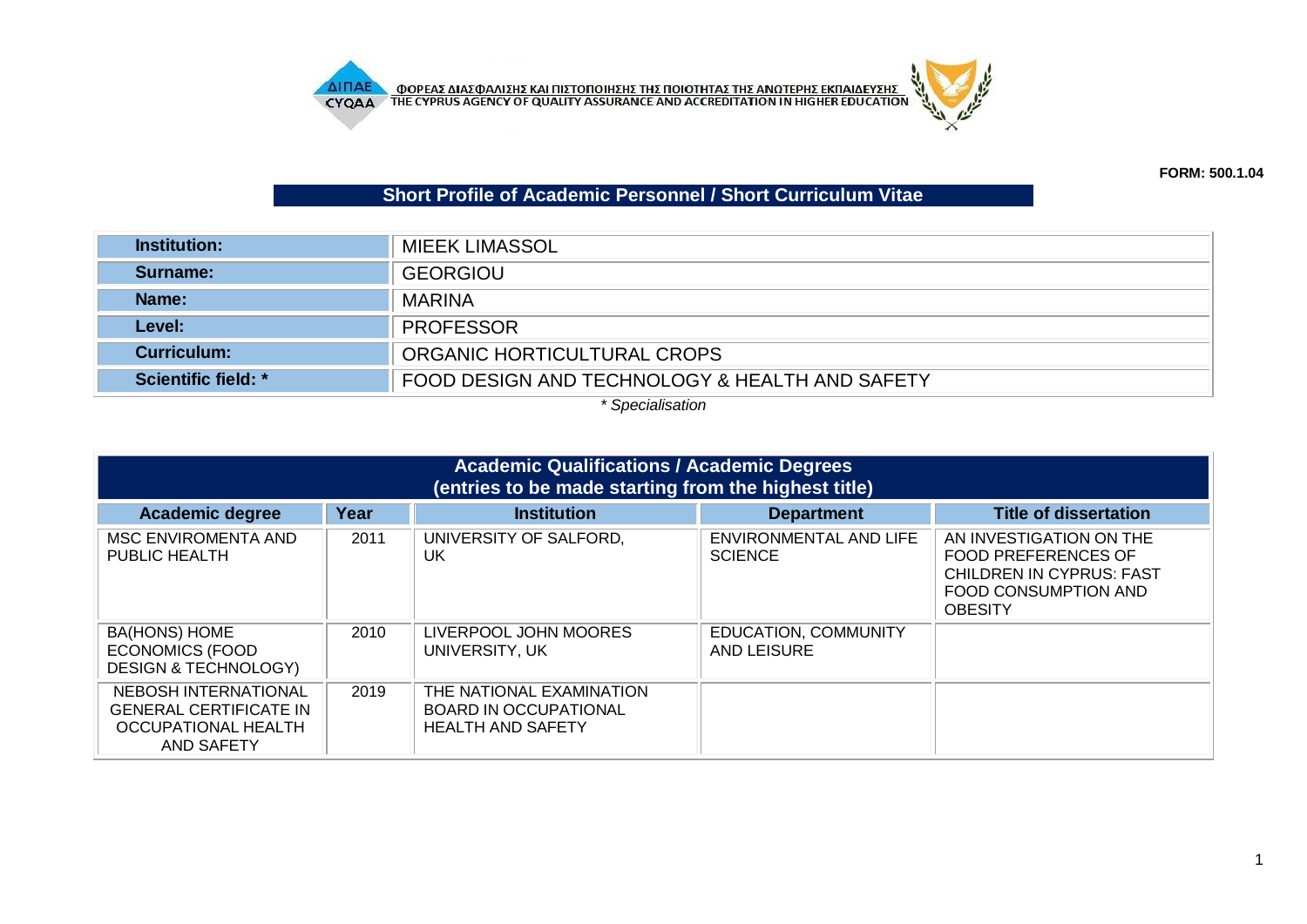ΦΟΡΕΑΣ ΔΙΑΣΦΑΛΙΣΗΣ ΚΑΙ ΠΙΣΤΟΠΟΙΗΣΗΣ ΤΗΣ ΠΟΙΟΤΗΤΑΣ ΤΗΣ ΑΝΩΤΕΡΗΣ ΕΚΠΑΙΔΕΥΣΗΣ
THE CYPRUS AGENCY OF QUALITY ASSURANCE AND ACCREDITATION IN HIGHER EDUCATION

**FORM: 500.1.04**

## Short Profile of Academic Personnel / Short Curriculum Vitae

| | |
|---|---|
| **Institution:** | MIEEK LIMASSOL |
| **Surname:** | GEORGIOU |
| **Name:** | MARINA |
| **Level:** | PROFESSOR |
| **Curriculum:** | ORGANIC HORTICULTURAL CROPS |
| **Scientific field: *** | FOOD DESIGN AND TECHNOLOGY & HEALTH AND SAFETY |

*\* Specialisation*

**Academic Qualifications / Academic Degrees (entries to be made starting from the highest title)**

| Academic degree | Year | Institution | Department | Title of dissertation |
|---|---|---|---|---|
| MSC ENVIROMENTA AND PUBLIC HEALTH | 2011 | UNIVERSITY OF SALFORD, UK | ENVIRONMENTAL AND LIFE SCIENCE | AN INVESTIGATION ON THE FOOD PREFERENCES OF CHILDREN IN CYPRUS: FAST FOOD CONSUMPTION AND OBESITY |
| BA(HONS) HOME ECONOMICS (FOOD DESIGN & TECHNOLOGY) | 2010 | LIVERPOOL JOHN MOORES UNIVERSITY, UK | EDUCATION, COMMUNITY AND LEISURE | |
| NEBOSH INTERNATIONAL GENERAL CERTIFICATE IN OCCUPATIONAL HEALTH AND SAFETY | 2019 | THE NATIONAL EXAMINATION BOARD IN OCCUPATIONAL HEALTH AND SAFETY | | |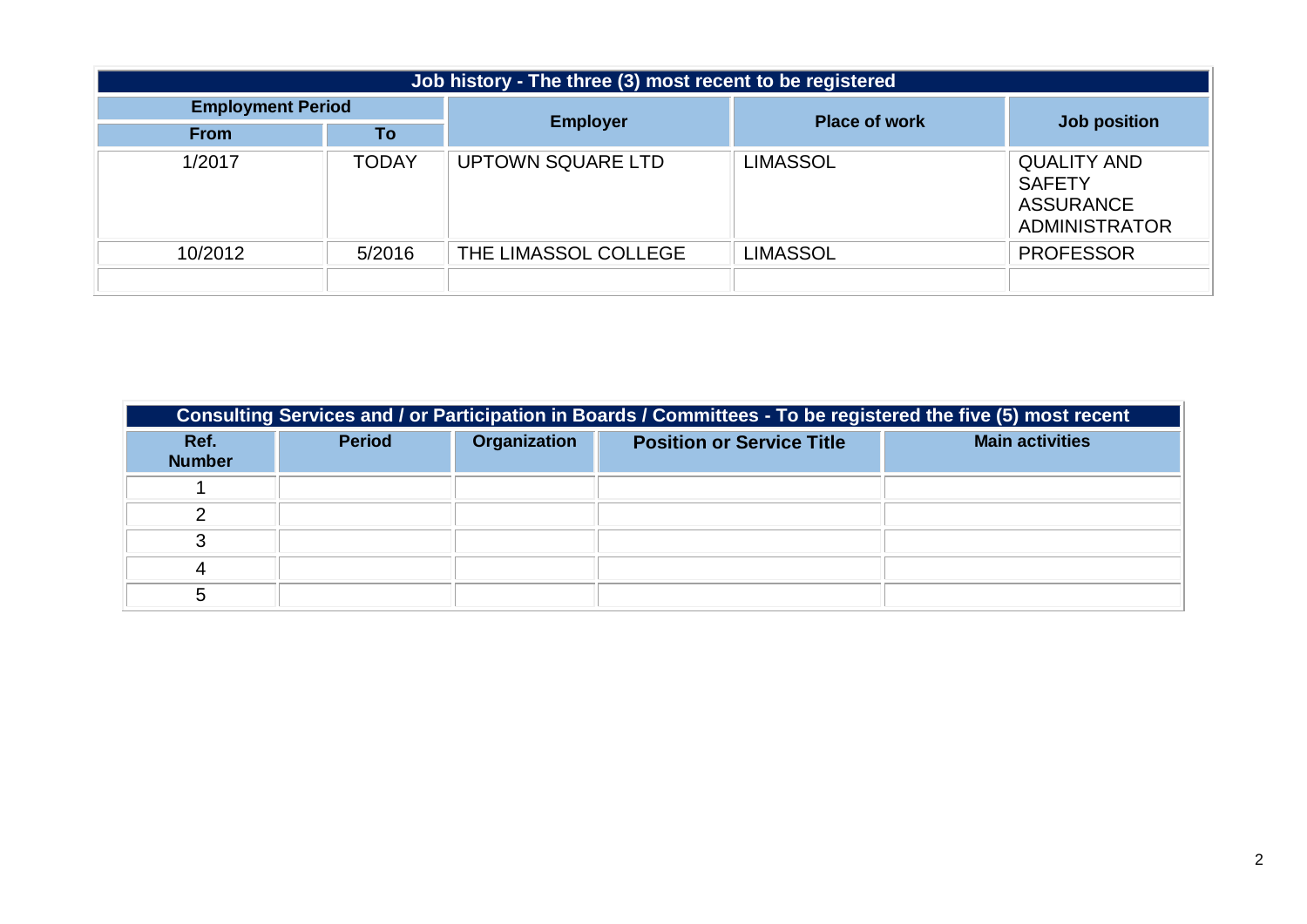| Job history - The three (3) most recent to be registered | | | | |
|---|---|---|---|---|
| **Employment Period** | | **Employer** | **Place of work** | **Job position** |
| **From** | **To** | | | |
| 1/2017 | TODAY | UPTOWN SQUARE LTD | LIMASSOL | QUALITY AND SAFETY ASSURANCE ADMINISTRATOR |
| 10/2012 | 5/2016 | THE LIMASSOL COLLEGE | LIMASSOL | PROFESSOR |
| | | | | |

| Consulting Services and / or Participation in Boards / Committees - To be registered the five (5) most recent | | | | |
|---|---|---|---|---|
| **Ref. Number** | **Period** | **Organization** | **Position or Service Title** | **Main activities** |
| 1 | | | | |
| 2 | | | | |
| 3 | | | | |
| 4 | | | | |
| 5 | | | | |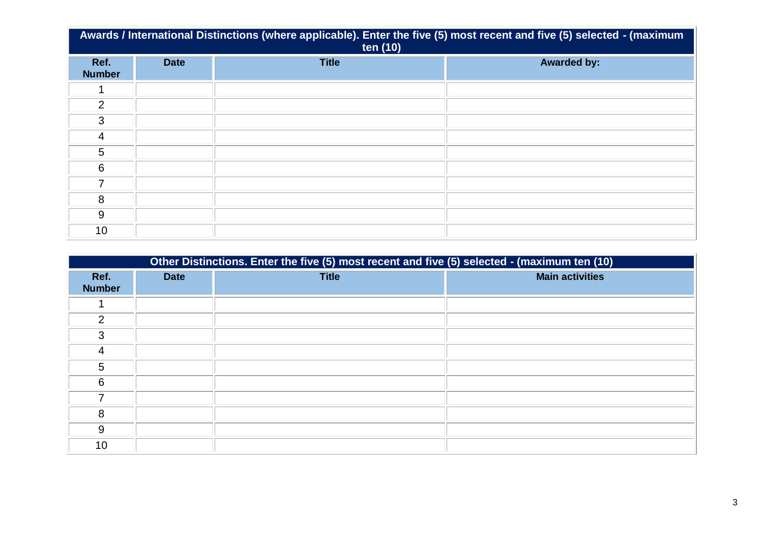| Awards / International Distinctions (where applicable). Enter the five (5) most recent and five (5) selected - (maximum ten (10) | | | |
|---|---|---|---|
| **Ref. Number** | **Date** | **Title** | **Awarded by:** |
| 1 | | | |
| 2 | | | |
| 3 | | | |
| 4 | | | |
| 5 | | | |
| 6 | | | |
| 7 | | | |
| 8 | | | |
| 9 | | | |
| 10 | | | |

| Other Distinctions. Enter the five (5) most recent and five (5) selected - (maximum ten (10) | | | |
|---|---|---|---|
| **Ref. Number** | **Date** | **Title** | **Main activities** |
| 1 | | | |
| 2 | | | |
| 3 | | | |
| 4 | | | |
| 5 | | | |
| 6 | | | |
| 7 | | | |
| 8 | | | |
| 9 | | | |
| 10 | | | |